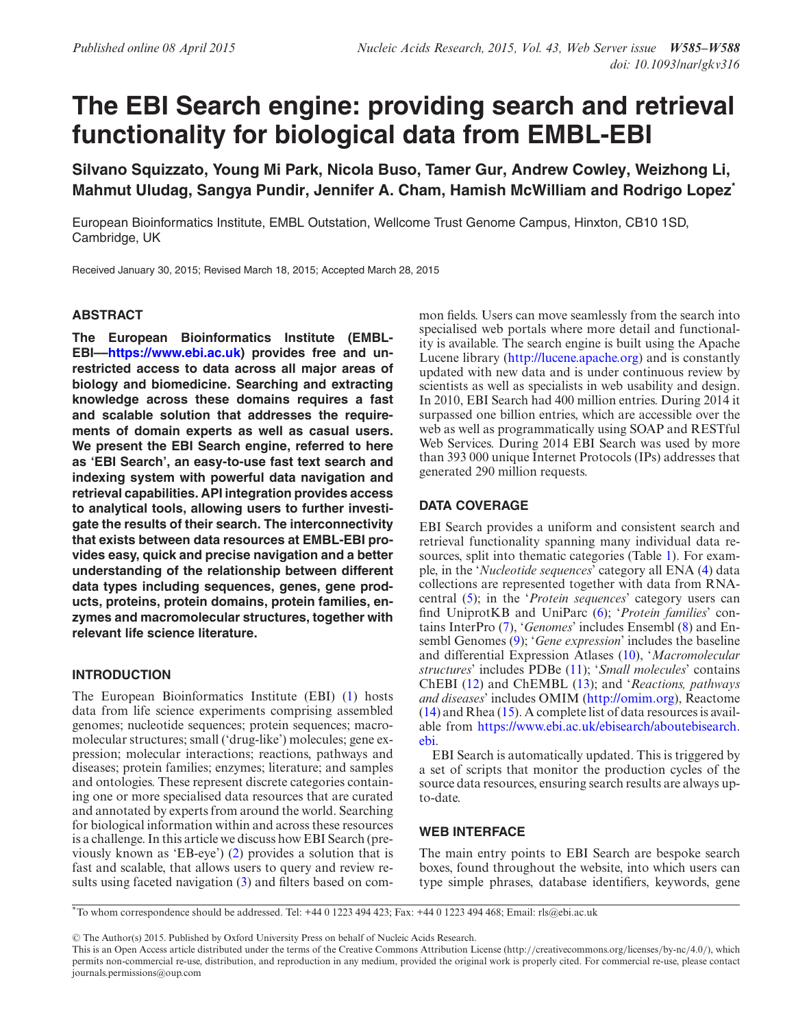# The EBI Search engine: providing search and retrieval functionality for biological data from EMBL-EBI

**Silvano Squizzato, Young Mi Park, Nicola Buso, Tamer Gur, Andrew Cowley, Weizhong Li, Mahmut Uludag, Sangya Pundir, Jennifer A. Cham, Hamish McWilliam and Rodrigo Lopez***

European Bioinformatics Institute, EMBL Outstation, Wellcome Trust Genome Campus, Hinxton, CB10 1SD, Cambridge, UK

Received January 30, 2015; Revised March 18, 2015; Accepted March 28, 2015

## ABSTRACT

**The European Bioinformatics Institute (EMBL-EBI—https://www.ebi.ac.uk) provides free and unrestricted access to data across all major areas of biology and biomedicine. Searching and extracting knowledge across these domains requires a fast and scalable solution that addresses the requirements of domain experts as well as casual users. We present the EBI Search engine, referred to here as 'EBI Search', an easy-to-use fast text search and indexing system with powerful data navigation and retrieval capabilities. API integration provides access to analytical tools, allowing users to further investigate the results of their search. The interconnectivity that exists between data resources at EMBL-EBI provides easy, quick and precise navigation and a better understanding of the relationship between different data types including sequences, genes, gene products, proteins, protein domains, protein families, enzymes and macromolecular structures, together with relevant life science literature.**

## INTRODUCTION

The European Bioinformatics Institute (EBI) (1) hosts data from life science experiments comprising assembled genomes; nucleotide sequences; protein sequences; macromolecular structures; small ('drug-like') molecules; gene expression; molecular interactions; reactions, pathways and diseases; protein families; enzymes; literature; and samples and ontologies. These represent discrete categories containing one or more specialised data resources that are curated and annotated by experts from around the world. Searching for biological information within and across these resources is a challenge. In this article we discuss how EBI Search (previously known as 'EB-eye') (2) provides a solution that is fast and scalable, that allows users to query and review results using faceted navigation (3) and filters based on common fields. Users can move seamlessly from the search into specialised web portals where more detail and functionality is available. The search engine is built using the Apache Lucene library (http://lucene.apache.org) and is constantly updated with new data and is under continuous review by scientists as well as specialists in web usability and design. In 2010, EBI Search had 400 million entries. During 2014 it surpassed one billion entries, which are accessible over the web as well as programmatically using SOAP and RESTful Web Services. During 2014 EBI Search was used by more than 393 000 unique Internet Protocols (IPs) addresses that generated 290 million requests.

## DATA COVERAGE

EBI Search provides a uniform and consistent search and retrieval functionality spanning many individual data resources, split into thematic categories (Table 1). For example, in the '*Nucleotide sequences*' category all ENA (4) data collections are represented together with data from RNAcentral (5); in the '*Protein sequences*' category users can find UniprotKB and UniParc (6); '*Protein families*' contains InterPro (7), '*Genomes*' includes Ensembl (8) and Ensembl Genomes (9); '*Gene expression*' includes the baseline and differential Expression Atlases (10), '*Macromolecular structures*' includes PDBe (11); '*Small molecules*' contains ChEBI (12) and ChEMBL (13); and '*Reactions, pathways and diseases*' includes OMIM (http://omim.org), Reactome (14) and Rhea (15). A complete list of data resources is available from https://www.ebi.ac.uk/ebisearch/aboutebisearch.ebi.

EBI Search is automatically updated. This is triggered by a set of scripts that monitor the production cycles of the source data resources, ensuring search results are always up-to-date.

## WEB INTERFACE

The main entry points to EBI Search are bespoke search boxes, found throughout the website, into which users can type simple phrases, database identifiers, keywords, gene

*To whom correspondence should be addressed. Tel: +44 0 1223 494 423; Fax: +44 0 1223 494 468; Email: rls@ebi.ac.uk

© The Author(s) 2015. Published by Oxford University Press on behalf of Nucleic Acids Research.
This is an Open Access article distributed under the terms of the Creative Commons Attribution License (http://creativecommons.org/licenses/by-nc/4.0/), which permits non-commercial re-use, distribution, and reproduction in any medium, provided the original work is properly cited. For commercial re-use, please contact journals.permissions@oup.com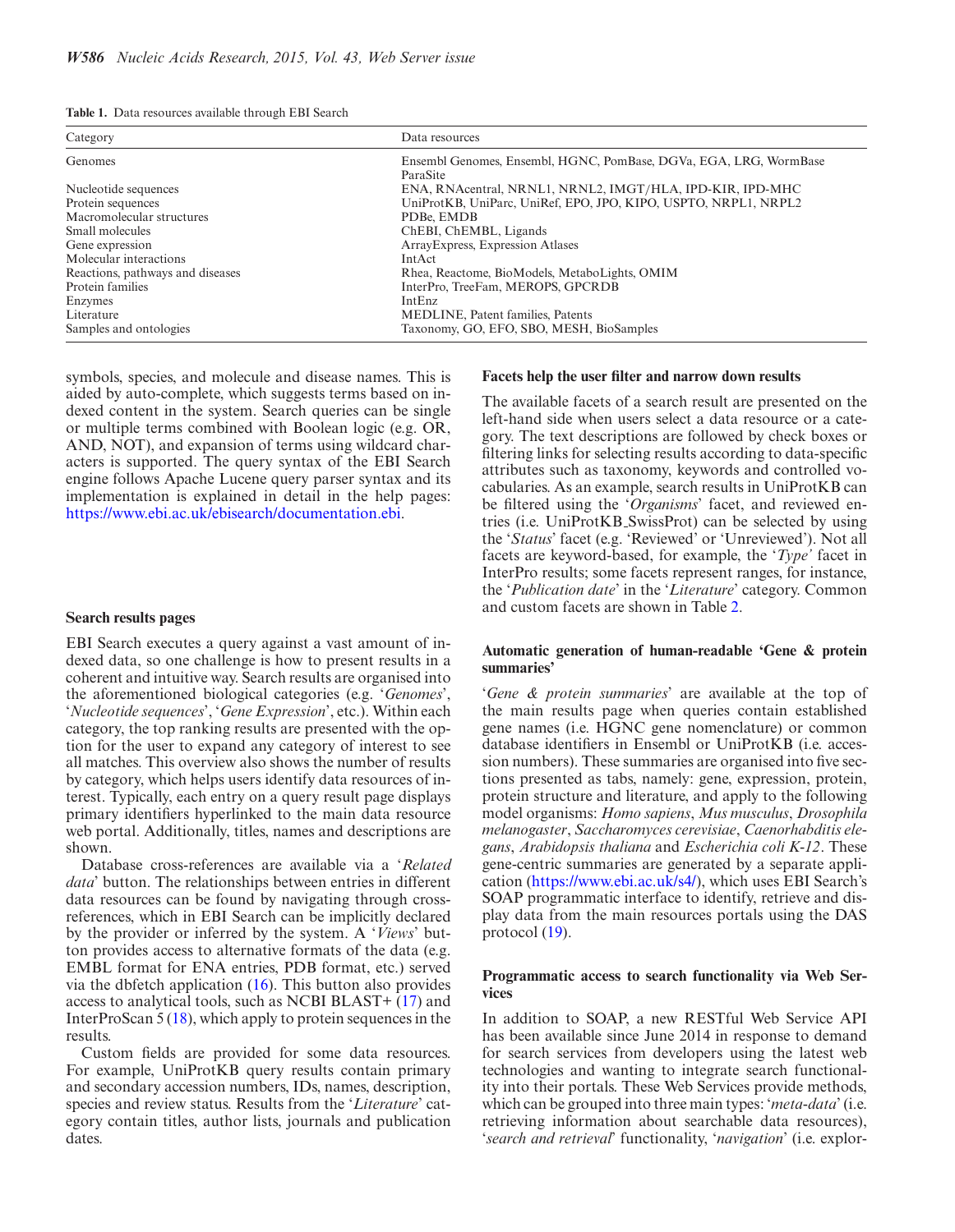**Table 1.** Data resources available through EBI Search

| Category | Data resources |
|---|---|
| Genomes | Ensembl Genomes, Ensembl, HGNC, PomBase, DGVa, EGA, LRG, WormBase ParaSite |
| Nucleotide sequences | ENA, RNAcentral, NRNL1, NRNL2, IMGT/HLA, IPD-KIR, IPD-MHC |
| Protein sequences | UniProtKB, UniParc, UniRef, EPO, JPO, KIPO, USPTO, NRPL1, NRPL2 |
| Macromolecular structures | PDBe, EMDB |
| Small molecules | ChEBI, ChEMBL, Ligands |
| Gene expression | ArrayExpress, Expression Atlases |
| Molecular interactions | IntAct |
| Reactions, pathways and diseases | Rhea, Reactome, BioModels, MetaboLights, OMIM |
| Protein families | InterPro, TreeFam, MEROPS, GPCRDB |
| Enzymes | IntEnz |
| Literature | MEDLINE, Patent families, Patents |
| Samples and ontologies | Taxonomy, GO, EFO, SBO, MESH, BioSamples |

symbols, species, and molecule and disease names. This is aided by auto-complete, which suggests terms based on indexed content in the system. Search queries can be single or multiple terms combined with Boolean logic (e.g. OR, AND, NOT), and expansion of terms using wildcard characters is supported. The query syntax of the EBI Search engine follows Apache Lucene query parser syntax and its implementation is explained in detail in the help pages: https://www.ebi.ac.uk/ebisearch/documentation.ebi.

### Search results pages

EBI Search executes a query against a vast amount of indexed data, so one challenge is how to present results in a coherent and intuitive way. Search results are organised into the aforementioned biological categories (e.g. '*Genomes*', '*Nucleotide sequences*', '*Gene Expression*', etc.). Within each category, the top ranking results are presented with the option for the user to expand any category of interest to see all matches. This overview also shows the number of results by category, which helps users identify data resources of interest. Typically, each entry on a query result page displays primary identifiers hyperlinked to the main data resource web portal. Additionally, titles, names and descriptions are shown.

Database cross-references are available via a '*Related data*' button. The relationships between entries in different data resources can be found by navigating through cross-references, which in EBI Search can be implicitly declared by the provider or inferred by the system. A '*Views*' button provides access to alternative formats of the data (e.g. EMBL format for ENA entries, PDB format, etc.) served via the dbfetch application (16). This button also provides access to analytical tools, such as NCBI BLAST+ (17) and InterProScan 5 (18), which apply to protein sequences in the results.

Custom fields are provided for some data resources. For example, UniProtKB query results contain primary and secondary accession numbers, IDs, names, description, species and review status. Results from the '*Literature*' category contain titles, author lists, journals and publication dates.

### Facets help the user filter and narrow down results

The available facets of a search result are presented on the left-hand side when users select a data resource or a category. The text descriptions are followed by check boxes or filtering links for selecting results according to data-specific attributes such as taxonomy, keywords and controlled vocabularies. As an example, search results in UniProtKB can be filtered using the '*Organisms*' facet, and reviewed entries (i.e. UniProtKB_SwissProt) can be selected by using the '*Status*' facet (e.g. 'Reviewed' or 'Unreviewed'). Not all facets are keyword-based, for example, the '*Type*' facet in InterPro results; some facets represent ranges, for instance, the '*Publication date*' in the '*Literature*' category. Common and custom facets are shown in Table 2.

### Automatic generation of human-readable 'Gene & protein summaries'

'*Gene & protein summaries*' are available at the top of the main results page when queries contain established gene names (i.e. HGNC gene nomenclature) or common database identifiers in Ensembl or UniProtKB (i.e. accession numbers). These summaries are organised into five sections presented as tabs, namely: gene, expression, protein, protein structure and literature, and apply to the following model organisms: *Homo sapiens*, *Mus musculus*, *Drosophila melanogaster*, *Saccharomyces cerevisiae*, *Caenorhabditis elegans*, *Arabidopsis thaliana* and *Escherichia coli K-12*. These gene-centric summaries are generated by a separate application (https://www.ebi.ac.uk/s4/), which uses EBI Search's SOAP programmatic interface to identify, retrieve and display data from the main resources portals using the DAS protocol (19).

### Programmatic access to search functionality via Web Services

In addition to SOAP, a new RESTful Web Service API has been available since June 2014 in response to demand for search services from developers using the latest web technologies and wanting to integrate search functionality into their portals. These Web Services provide methods, which can be grouped into three main types: '*meta-data*' (i.e. retrieving information about searchable data resources), '*search and retrieval*' functionality, '*navigation*' (i.e. explor-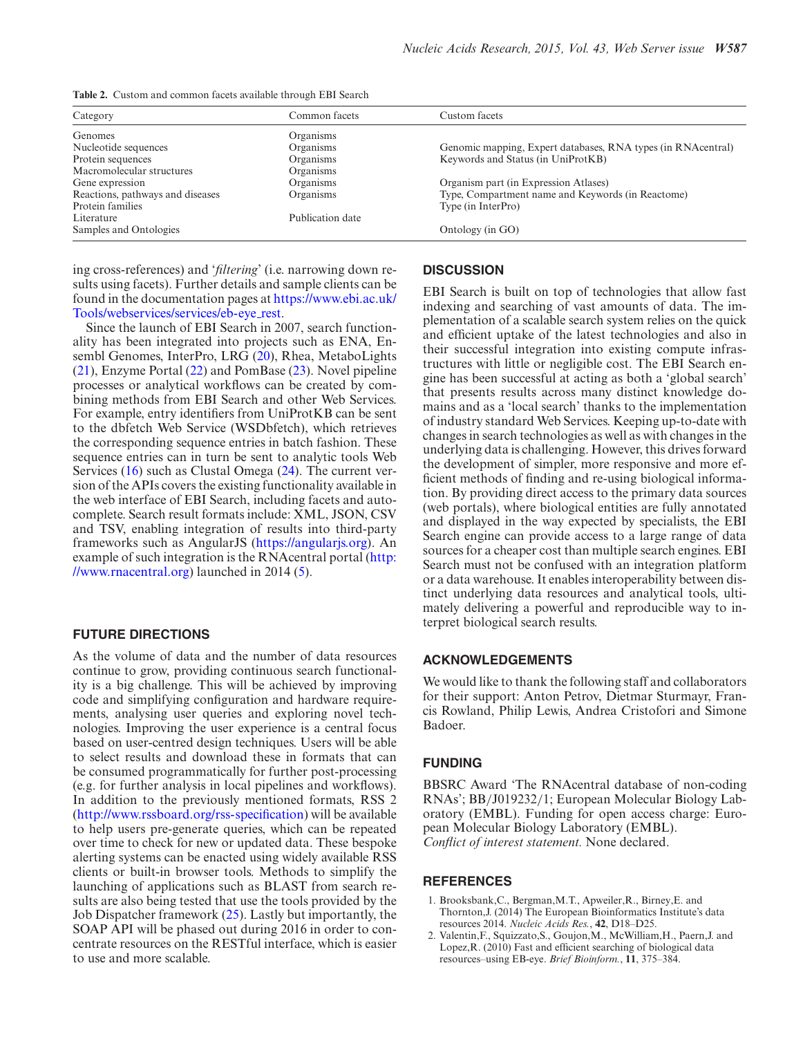**Table 2.** Custom and common facets available through EBI Search

| Category | Common facets | Custom facets |
|---|---|---|
| Genomes | Organisms | |
| Nucleotide sequences | Organisms | Genomic mapping, Expert databases, RNA types (in RNAcentral) |
| Protein sequences | Organisms | Keywords and Status (in UniProtKB) |
| Macromolecular structures | Organisms | |
| Gene expression | Organisms | Organism part (in Expression Atlases) |
| Reactions, pathways and diseases | Organisms | Type, Compartment name and Keywords (in Reactome) |
| Protein families | | Type (in InterPro) |
| Literature | Publication date | |
| Samples and Ontologies | | Ontology (in GO) |

ing cross-references) and '*filtering*' (i.e. narrowing down results using facets). Further details and sample clients can be found in the documentation pages at https://www.ebi.ac.uk/Tools/webservices/services/eb-eye_rest.

Since the launch of EBI Search in 2007, search functionality has been integrated into projects such as ENA, Ensembl Genomes, InterPro, LRG (20), Rhea, MetaboLights (21), Enzyme Portal (22) and PomBase (23). Novel pipeline processes or analytical workflows can be created by combining methods from EBI Search and other Web Services. For example, entry identifiers from UniProtKB can be sent to the dbfetch Web Service (WSDbfetch), which retrieves the corresponding sequence entries in batch fashion. These sequence entries can in turn be sent to analytic tools Web Services (16) such as Clustal Omega (24). The current version of the APIs covers the existing functionality available in the web interface of EBI Search, including facets and autocomplete. Search result formats include: XML, JSON, CSV and TSV, enabling integration of results into third-party frameworks such as AngularJS (https://angularjs.org). An example of such integration is the RNAcentral portal (http://www.rnacentral.org) launched in 2014 (5).

## FUTURE DIRECTIONS

As the volume of data and the number of data resources continue to grow, providing continuous search functionality is a big challenge. This will be achieved by improving code and simplifying configuration and hardware requirements, analysing user queries and exploring novel technologies. Improving the user experience is a central focus based on user-centred design techniques. Users will be able to select results and download these in formats that can be consumed programmatically for further post-processing (e.g. for further analysis in local pipelines and workflows). In addition to the previously mentioned formats, RSS 2 (http://www.rssboard.org/rss-specification) will be available to help users pre-generate queries, which can be repeated over time to check for new or updated data. These bespoke alerting systems can be enacted using widely available RSS clients or built-in browser tools. Methods to simplify the launching of applications such as BLAST from search results are also being tested that use the tools provided by the Job Dispatcher framework (25). Lastly but importantly, the SOAP API will be phased out during 2016 in order to concentrate resources on the RESTful interface, which is easier to use and more scalable.

## DISCUSSION

EBI Search is built on top of technologies that allow fast indexing and searching of vast amounts of data. The implementation of a scalable search system relies on the quick and efficient uptake of the latest technologies and also in their successful integration into existing compute infrastructures with little or negligible cost. The EBI Search engine has been successful at acting as both a 'global search' that presents results across many distinct knowledge domains and as a 'local search' thanks to the implementation of industry standard Web Services. Keeping up-to-date with changes in search technologies as well as with changes in the underlying data is challenging. However, this drives forward the development of simpler, more responsive and more efficient methods of finding and re-using biological information. By providing direct access to the primary data sources (web portals), where biological entities are fully annotated and displayed in the way expected by specialists, the EBI Search engine can provide access to a large range of data sources for a cheaper cost than multiple search engines. EBI Search must not be confused with an integration platform or a data warehouse. It enables interoperability between distinct underlying data resources and analytical tools, ultimately delivering a powerful and reproducible way to interpret biological search results.

## ACKNOWLEDGEMENTS

We would like to thank the following staff and collaborators for their support: Anton Petrov, Dietmar Sturmayr, Francis Rowland, Philip Lewis, Andrea Cristofori and Simone Badoer.

## FUNDING

BBSRC Award 'The RNAcentral database of non-coding RNAs'; BB/J019232/1; European Molecular Biology Laboratory (EMBL). Funding for open access charge: European Molecular Biology Laboratory (EMBL).

*Conflict of interest statement.* None declared.

## REFERENCES

1. Brooksbank,C., Bergman,M.T., Apweiler,R., Birney,E. and Thornton,J. (2014) The European Bioinformatics Institute's data resources 2014. *Nucleic Acids Res.*, **42**, D18–D25.
2. Valentin,F., Squizzato,S., Goujon,M., McWilliam,H., Paern,J. and Lopez,R. (2010) Fast and efficient searching of biological data resources–using EB-eye. *Brief Bioinform.*, **11**, 375–384.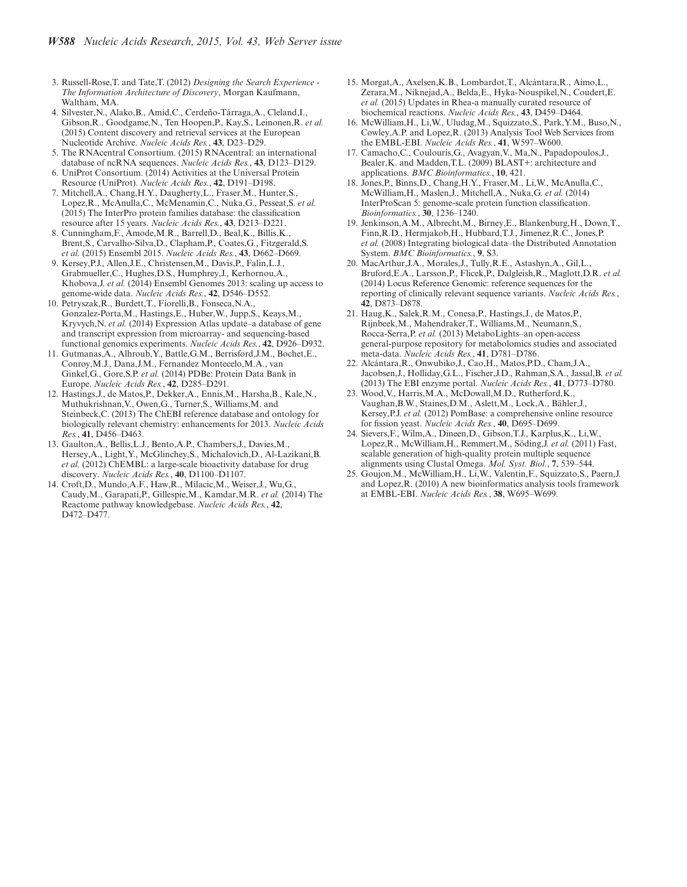3. Russell-Rose,T. and Tate,T. (2012) *Designing the Search Experience - The Information Architecture of Discovery*, Morgan Kaufmann, Waltham, MA.
4. Silvester,N., Alako,B., Amid,C., Cerdeño-Tárraga,A., Cleland,I., Gibson,R., Goodgame,N., Ten Hoopen,P., Kay,S., Leinonen,R. *et al.* (2015) Content discovery and retrieval services at the European Nucleotide Archive. *Nucleic Acids Res.*, **43**, D23–D29.
5. The RNAcentral Consortium. (2015) RNAcentral: an international database of ncRNA sequences. *Nucleic Acids Res.*, **43**, D123–D129.
6. UniProt Consortium. (2014) Activities at the Universal Protein Resource (UniProt). *Nucleic Acids Res.*, **42**, D191–D198.
7. Mitchell,A., Chang,H.Y., Daugherty,L., Fraser,M., Hunter,S., Lopez,R., McAnulla,C., McMenamin,C., Nuka,G., Pesseat,S. *et al.* (2015) The InterPro protein families database: the classification resource after 15 years. *Nucleic Acids Res.*, **43**, D213–D221.
8. Cunningham,F., Amode,M.R., Barrell,D., Beal,K., Billis,K., Brent,S., Carvalho-Silva,D., Clapham,P., Coates,G., Fitzgerald,S. *et al.* (2015) Ensembl 2015. *Nucleic Acids Res.*, **43**, D662–D669.
9. Kersey,P.J., Allen,J.E., Christensen,M., Davis,P., Falin,L.J., Grabmueller,C., Hughes,D.S., Humphrey,J., Kerhornou,A., Khobova,J. *et al.* (2014) Ensembl Genomes 2013: scaling up access to genome-wide data. *Nucleic Acids Res.*, **42**, D546–D552.
10. Petryszak,R., Burdett,T., Fiorelli,B., Fonseca,N.A., Gonzalez-Porta,M., Hastings,E., Huber,W., Jupp,S., Keays,M., Kryvych,N. *et al.* (2014) Expression Atlas update–a database of gene and transcript expression from microarray- and sequencing-based functional genomics experiments. *Nucleic Acids Res.*, **42**, D926–D932.
11. Gutmanas,A., Alhroub,Y., Battle,G.M., Berrisford,J.M., Bochet,E., Conroy,M.J., Dana,J.M., Fernandez Montecelo,M.A., van Ginkel,G., Gore,S.P. *et al.* (2014) PDBe: Protein Data Bank in Europe. *Nucleic Acids Res.*, **42**, D285–D291.
12. Hastings,J., de Matos,P., Dekker,A., Ennis,M., Harsha,B., Kale,N., Muthukrishnan,V., Owen,G., Turner,S., Williams,M. and Steinbeck,C. (2013) The ChEBI reference database and ontology for biologically relevant chemistry: enhancements for 2013. *Nucleic Acids Res.*, **41**, D456–D463.
13. Gaulton,A., Bellis,L.J., Bento,A.P., Chambers,J., Davies,M., Hersey,A., Light,Y., McGlinchey,S., Michalovich,D., Al-Lazikani,B. *et al.* (2012) ChEMBL: a large-scale bioactivity database for drug discovery. *Nucleic Acids Res.*, **40**, D1100–D1107.
14. Croft,D., Mundo,A.F., Haw,R., Milacic,M., Weiser,J., Wu,G., Caudy,M., Garapati,P., Gillespie,M., Kamdar,M.R. *et al.* (2014) The Reactome pathway knowledgebase. *Nucleic Acids Res.*, **42**, D472–D477.
15. Morgat,A., Axelsen,K.B., Lombardot,T., Alcántara,R., Aimo,L., Zerara,M., Niknejad,A., Belda,E., Hyka-Nouspikel,N., Coudert,E. *et al.* (2015) Updates in Rhea-a manually curated resource of biochemical reactions. *Nucleic Acids Res.*, **43**, D459–D464.
16. McWilliam,H., Li,W., Uludag,M., Squizzato,S., Park,Y.M., Buso,N., Cowley,A.P. and Lopez,R. (2013) Analysis Tool Web Services from the EMBL-EBI. *Nucleic Acids Res.*, **41**, W597–W600.
17. Camacho,C., Coulouris,G., Avagyan,V., Ma,N., Papadopoulos,J., Bealer,K. and Madden,T.L. (2009) BLAST+: architecture and applications. *BMC Bioinformatics.*, **10**, 421.
18. Jones,P., Binns,D., Chang,H.Y., Fraser,M., Li,W., McAnulla,C., McWilliam,H., Maslen,J., Mitchell,A., Nuka,G. *et al.* (2014) InterProScan 5: genome-scale protein function classification. *Bioinformatics.*, **30**, 1236–1240.
19. Jenkinson,A.M., Albrecht,M., Birney,E., Blankenburg,H., Down,T., Finn,R.D., Hermjakob,H., Hubbard,T.J., Jimenez,R.C., Jones,P. *et al.* (2008) Integrating biological data–the Distributed Annotation System. *BMC Bioinformatics.*, **9**, S3.
20. MacArthur,J.A., Morales,J., Tully,R.E., Astashyn,A., Gil,L., Bruford,E.A., Larsson,P., Flicek,P., Dalgleish,R., Maglott,D.R. *et al.* (2014) Locus Reference Genomic: reference sequences for the reporting of clinically relevant sequence variants. *Nucleic Acids Res.*, **42**, D873–D878.
21. Haug,K., Salek,R.M., Conesa,P., Hastings,J., de Matos,P., Rijnbeek,M., Mahendraker,T., Williams,M., Neumann,S., Rocca-Serra,P. *et al.* (2013) MetaboLights–an open-access general-purpose repository for metabolomics studies and associated meta-data. *Nucleic Acids Res.*, **41**, D781–D786.
22. Alcántara,R., Onwubiko,J., Cao,H., Matos,P.D., Cham,J.A., Jacobsen,J., Holliday,G.L., Fischer,J.D., Rahman,S.A., Jassal,B. *et al.* (2013) The EBI enzyme portal. *Nucleic Acids Res.*, **41**, D773–D780.
23. Wood,V., Harris,M.A., McDowall,M.D., Rutherford,K., Vaughan,B.W., Staines,D.M., Aslett,M., Lock,A., Bähler,J., Kersey,P.J. *et al.* (2012) PomBase: a comprehensive online resource for fission yeast. *Nucleic Acids Res.*, **40**, D695–D699.
24. Sievers,F., Wilm,A., Dineen,D., Gibson,T.J., Karplus,K., Li,W., Lopez,R., McWilliam,H., Remmert,M., Söding,J. *et al.* (2011) Fast, scalable generation of high-quality protein multiple sequence alignments using Clustal Omega. *Mol. Syst. Biol.*, **7**, 539–544.
25. Goujon,M., McWilliam,H., Li,W., Valentin,F., Squizzato,S., Paern,J. and Lopez,R. (2010) A new bioinformatics analysis tools framework at EMBL-EBI. *Nucleic Acids Res.*, **38**, W695–W699.